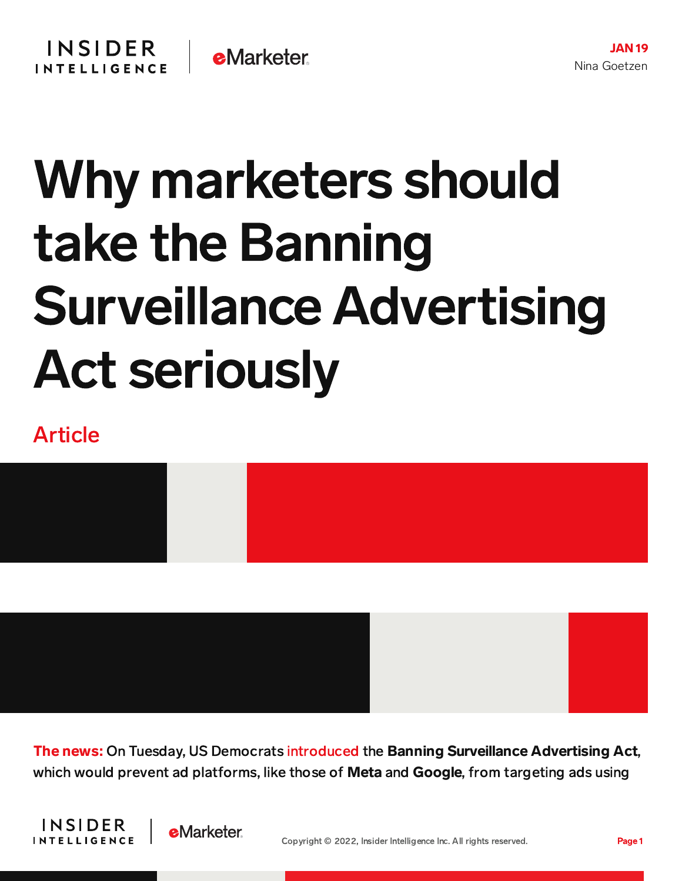JAN 19

Nina Goetzen

# Why marketers should take the Banning Surveillance Advertising Act seriously

Article

**The news:** On Tuesday, US Democrats introduced the **Banning Surveillance Advertising Act**, which would prevent ad platforms, like those of **Meta** and **Google**, from targeting ads using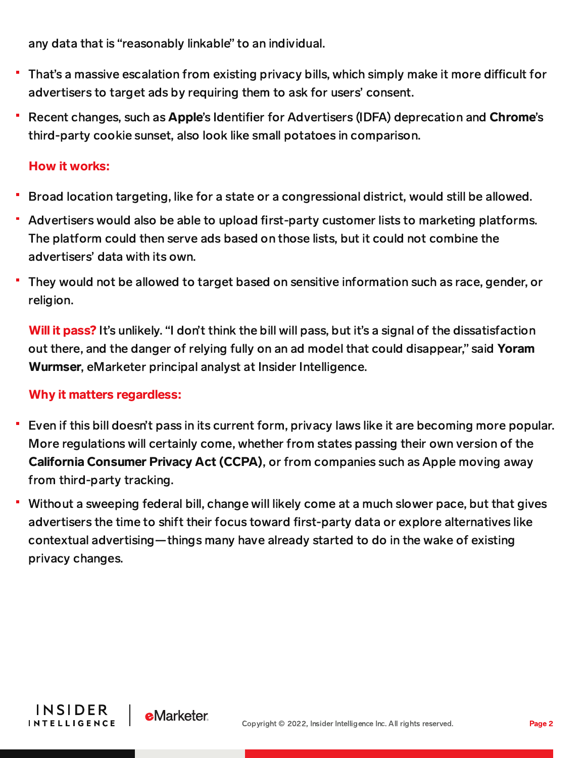any data that is "reasonably linkable" to an individual.

- That's a massive escalation from existing privacy bills, which simply make it more difficult for advertisers to target ads by requiring them to ask for users' consent.
- Recent changes, such as **Apple**'s Identifier for Advertisers (IDFA) deprecation and **Chrome**'s third-party cookie sunset, also look like small potatoes in comparison.

**How it works:**

- Broad location targeting, like for a state or a congressional district, would still be allowed.
- Advertisers would also be able to upload first-party customer lists to marketing platforms. The platform could then serve ads based on those lists, but it could not combine the advertisers' data with its own.
- They would not be allowed to target based on sensitive information such as race, gender, or religion.

**Will it pass?** It's unlikely. "I don't think the bill will pass, but it's a signal of the dissatisfaction out there, and the danger of relying fully on an ad model that could disappear," said **Yoram Wurmser**, eMarketer principal analyst at Insider Intelligence.

**Why it matters regardless:**

- Even if this bill doesn't pass in its current form, privacy laws like it are becoming more popular. More regulations will certainly come, whether from states passing their own version of the **California Consumer Privacy Act (CCPA)**, or from companies such as Apple moving away from third-party tracking.
- Without a sweeping federal bill, change will likely come at a much slower pace, but that gives advertisers the time to shift their focus toward first-party data or explore alternatives like contextual advertising—things many have already started to do in the wake of existing privacy changes.